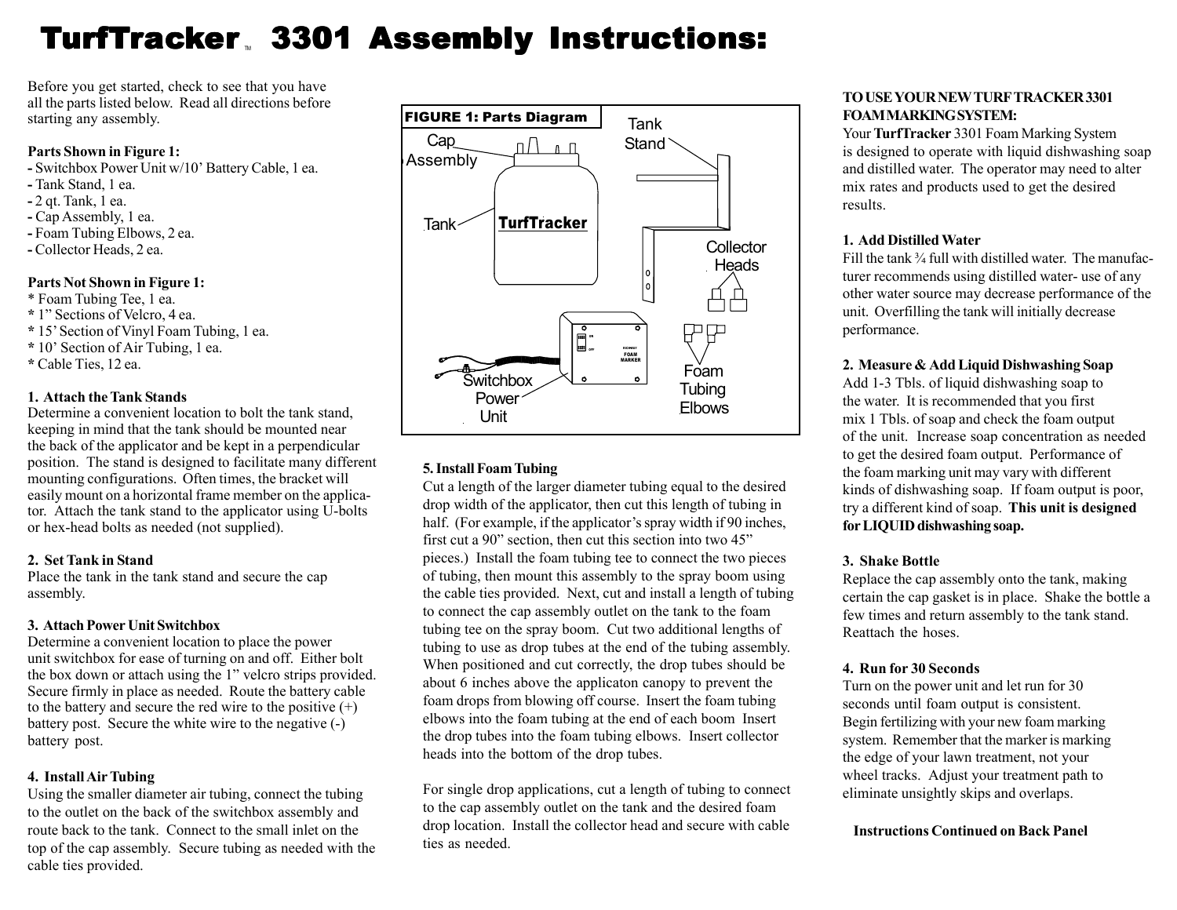# TurfTracker™ 3301 Assembly Instructions:

Before you get started, check to see that you have all the parts listed below. Read all directions before starting any assembly.

**Parts Shown in Figure 1:**

- Switchbox Power Unit w/10' Battery Cable, 1 ea.
- Tank Stand, 1 ea.
- 2 qt. Tank, 1 ea.
- Cap Assembly, 1 ea.
- Foam Tubing Elbows, 2 ea.
- Collector Heads, 2 ea.

**Parts Not Shown in Figure 1:**

\* Foam Tubing Tee, 1 ea.
\* 1" Sections of Velcro, 4 ea.
\* 15' Section of Vinyl Foam Tubing, 1 ea.
\* 10' Section of Air Tubing, 1 ea.
\* Cable Ties, 12 ea.

**1. Attach the Tank Stands**

Determine a convenient location to bolt the tank stand, keeping in mind that the tank should be mounted near the back of the applicator and be kept in a perpendicular position. The stand is designed to facilitate many different mounting configurations. Often times, the bracket will easily mount on a horizontal frame member on the applicator. Attach the tank stand to the applicator using U-bolts or hex-head bolts as needed (not supplied).

**2. Set Tank in Stand**

Place the tank in the tank stand and secure the cap assembly.

**3. Attach Power Unit Switchbox**

Determine a convenient location to place the power unit switchbox for ease of turning on and off. Either bolt the box down or attach using the 1" velcro strips provided. Secure firmly in place as needed. Route the battery cable to the battery and secure the red wire to the positive (+) battery post. Secure the white wire to the negative (-) battery post.

**4. Install Air Tubing**

Using the smaller diameter air tubing, connect the tubing to the outlet on the back of the switchbox assembly and route back to the tank. Connect to the small inlet on the top of the cap assembly. Secure tubing as needed with the cable ties provided.

**FIGURE 1: Parts Diagram**

Cap Assembly, Tank, TurfTracker, Tank Stand, Collector Heads, Foam Tubing Elbows, Switchbox Power Unit

**5. Install Foam Tubing**

Cut a length of the larger diameter tubing equal to the desired drop width of the applicator, then cut this length of tubing in half. (For example, if the applicator's spray width if 90 inches, first cut a 90" section, then cut this section into two 45" pieces.) Install the foam tubing tee to connect the two pieces of tubing, then mount this assembly to the spray boom using the cable ties provided. Next, cut and install a length of tubing to connect the cap assembly outlet on the tank to the foam tubing tee on the spray boom. Cut two additional lengths of tubing to use as drop tubes at the end of the tubing assembly. When positioned and cut correctly, the drop tubes should be about 6 inches above the applicaton canopy to prevent the foam drops from blowing off course. Insert the foam tubing elbows into the foam tubing at the end of each boom Insert the drop tubes into the foam tubing elbows. Insert collector heads into the bottom of the drop tubes.

For single drop applications, cut a length of tubing to connect to the cap assembly outlet on the tank and the desired foam drop location. Install the collector head and secure with cable ties as needed.

**TO USE YOUR NEW TURF TRACKER 3301 FOAM MARKING SYSTEM:**

Your **TurfTracker** 3301 Foam Marking System is designed to operate with liquid dishwashing soap and distilled water. The operator may need to alter mix rates and products used to get the desired results.

**1. Add Distilled Water**

Fill the tank ¾ full with distilled water. The manufacturer recommends using distilled water- use of any other water source may decrease performance of the unit. Overfilling the tank will initially decrease performance.

**2. Measure & Add Liquid Dishwashing Soap**

Add 1-3 Tbls. of liquid dishwashing soap to the water. It is recommended that you first mix 1 Tbls. of soap and check the foam output of the unit. Increase soap concentration as needed to get the desired foam output. Performance of the foam marking unit may vary with different kinds of dishwashing soap. If foam output is poor, try a different kind of soap. **This unit is designed for LIQUID dishwashing soap.**

**3. Shake Bottle**

Replace the cap assembly onto the tank, making certain the cap gasket is in place. Shake the bottle a few times and return assembly to the tank stand. Reattach the hoses.

**4. Run for 30 Seconds**

Turn on the power unit and let run for 30 seconds until foam output is consistent. Begin fertilizing with your new foam marking system. Remember that the marker is marking the edge of your lawn treatment, not your wheel tracks. Adjust your treatment path to eliminate unsightly skips and overlaps.

**Instructions Continued on Back Panel**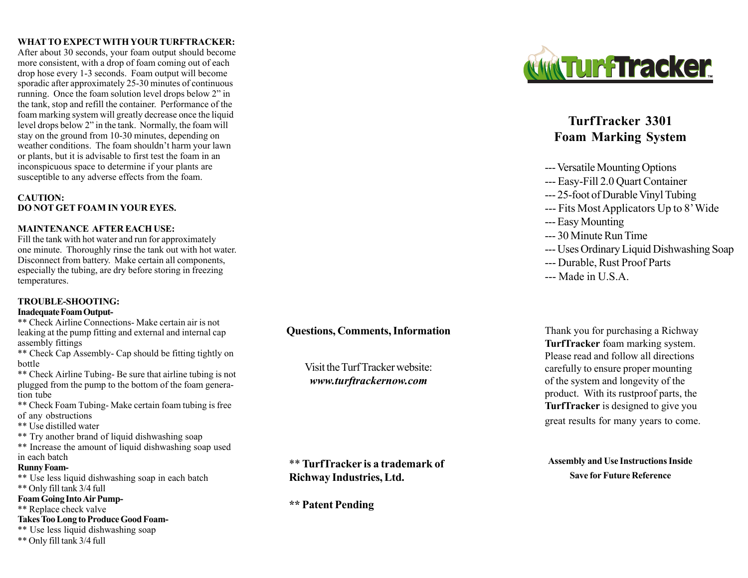**WHAT TO EXPECT WITH YOUR TURFTRACKER:**
After about 30 seconds, your foam output should become more consistent, with a drop of foam coming out of each drop hose every 1-3 seconds. Foam output will become sporadic after approximately 25-30 minutes of continuous running. Once the foam solution level drops below 2" in the tank, stop and refill the container. Performance of the foam marking system will greatly decrease once the liquid level drops below 2" in the tank. Normally, the foam will stay on the ground from 10-30 minutes, depending on weather conditions. The foam shouldn't harm your lawn or plants, but it is advisable to first test the foam in an inconspicuous space to determine if your plants are susceptible to any adverse effects from the foam.

**CAUTION:**
**DO NOT GET FOAM IN YOUR EYES.**

**MAINTENANCE AFTER EACH USE:**
Fill the tank with hot water and run for approximately one minute. Thoroughly rinse the tank out with hot water. Disconnect from battery. Make certain all components, especially the tubing, are dry before storing in freezing temperatures.

**TROUBLE-SHOOTING:**

**Inadequate Foam Output-**
** Check Airline Connections- Make certain air is not leaking at the pump fitting and external and internal cap assembly fittings
** Check Cap Assembly- Cap should be fitting tightly on bottle
** Check Airline Tubing- Be sure that airline tubing is not plugged from the pump to the bottom of the foam generation tube
** Check Foam Tubing- Make certain foam tubing is free of any obstructions
** Use distilled water
** Try another brand of liquid dishwashing soap
** Increase the amount of liquid dishwashing soap used in each batch

**Runny Foam-**
** Use less liquid dishwashing soap in each batch
** Only fill tank 3/4 full

**Foam Going Into Air Pump-**
** Replace check valve

**Takes Too Long to Produce Good Foam-**
** Use less liquid dishwashing soap
** Only fill tank 3/4 full

**Questions, Comments, Information**

Visit the TurfTracker website:
***www.turftrackernow.com***

** **TurfTracker is a trademark of Richway Industries, Ltd.**

**** Patent Pending**

TurfTracker

## TurfTracker 3301 Foam Marking System

--- Versatile Mounting Options
--- Easy-Fill 2.0 Quart Container
--- 25-foot of Durable Vinyl Tubing
--- Fits Most Applicators Up to 8' Wide
--- Easy Mounting
--- 30 Minute Run Time
--- Uses Ordinary Liquid Dishwashing Soap
--- Durable, Rust Proof Parts
--- Made in U.S.A.

Thank you for purchasing a Richway **TurfTracker** foam marking system. Please read and follow all directions carefully to ensure proper mounting of the system and longevity of the product. With its rustproof parts, the **TurfTracker** is designed to give you great results for many years to come.

**Assembly and Use Instructions Inside**
**Save for Future Reference**